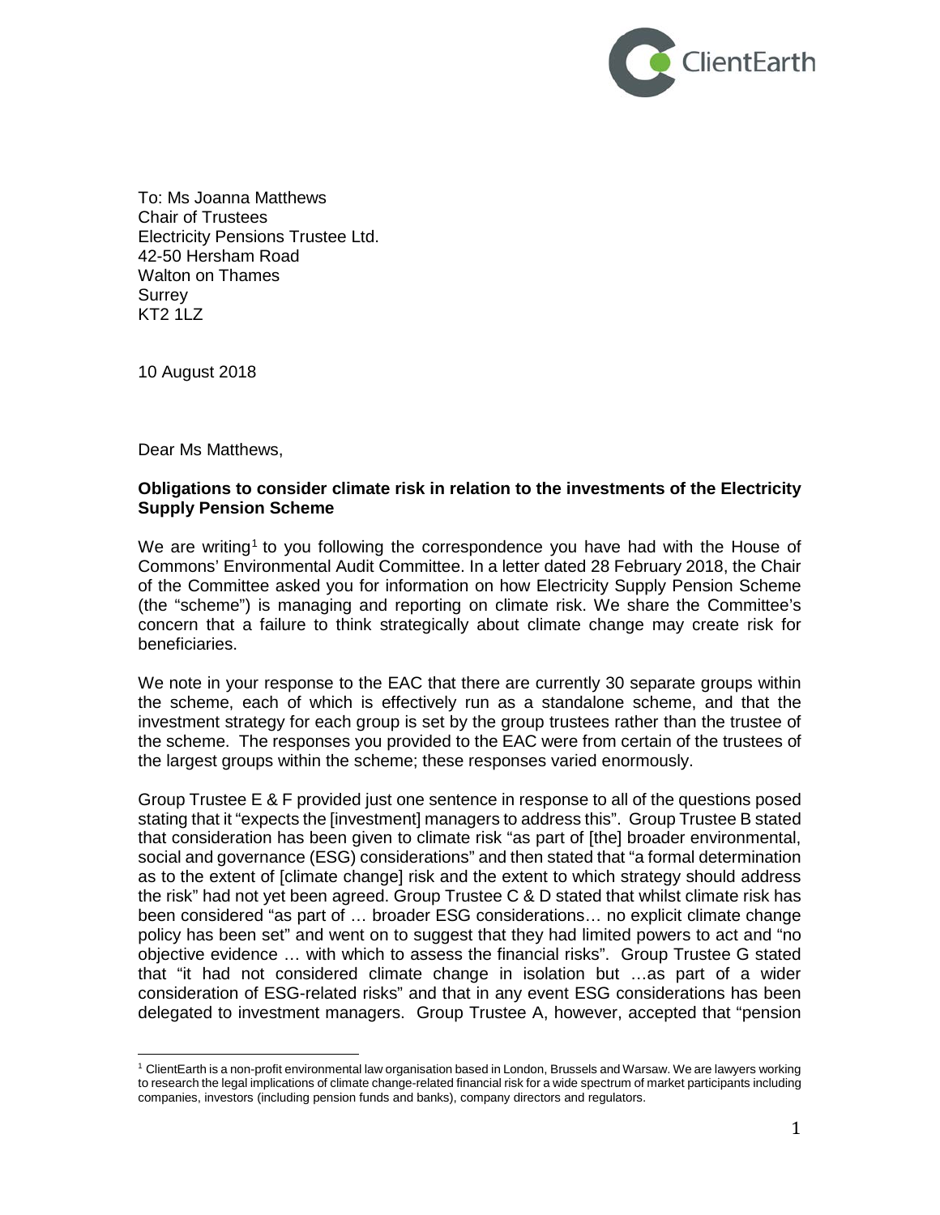ClientEarth

To: Ms Joanna Matthews
Chair of Trustees
Electricity Pensions Trustee Ltd.
42-50 Hersham Road
Walton on Thames
Surrey
KT2 1LZ

10 August 2018

Dear Ms Matthews,

**Obligations to consider climate risk in relation to the investments of the Electricity Supply Pension Scheme**

We are writing[1] to you following the correspondence you have had with the House of Commons' Environmental Audit Committee. In a letter dated 28 February 2018, the Chair of the Committee asked you for information on how Electricity Supply Pension Scheme (the "scheme") is managing and reporting on climate risk. We share the Committee's concern that a failure to think strategically about climate change may create risk for beneficiaries.

We note in your response to the EAC that there are currently 30 separate groups within the scheme, each of which is effectively run as a standalone scheme, and that the investment strategy for each group is set by the group trustees rather than the trustee of the scheme. The responses you provided to the EAC were from certain of the trustees of the largest groups within the scheme; these responses varied enormously.

Group Trustee E & F provided just one sentence in response to all of the questions posed stating that it "expects the [investment] managers to address this". Group Trustee B stated that consideration has been given to climate risk "as part of [the] broader environmental, social and governance (ESG) considerations" and then stated that "a formal determination as to the extent of [climate change] risk and the extent to which strategy should address the risk" had not yet been agreed. Group Trustee C & D stated that whilst climate risk has been considered "as part of … broader ESG considerations… no explicit climate change policy has been set" and went on to suggest that they had limited powers to act and "no objective evidence … with which to assess the financial risks". Group Trustee G stated that "it had not considered climate change in isolation but …as part of a wider consideration of ESG-related risks" and that in any event ESG considerations has been delegated to investment managers. Group Trustee A, however, accepted that "pension

[1] ClientEarth is a non-profit environmental law organisation based in London, Brussels and Warsaw. We are lawyers working to research the legal implications of climate change-related financial risk for a wide spectrum of market participants including companies, investors (including pension funds and banks), company directors and regulators.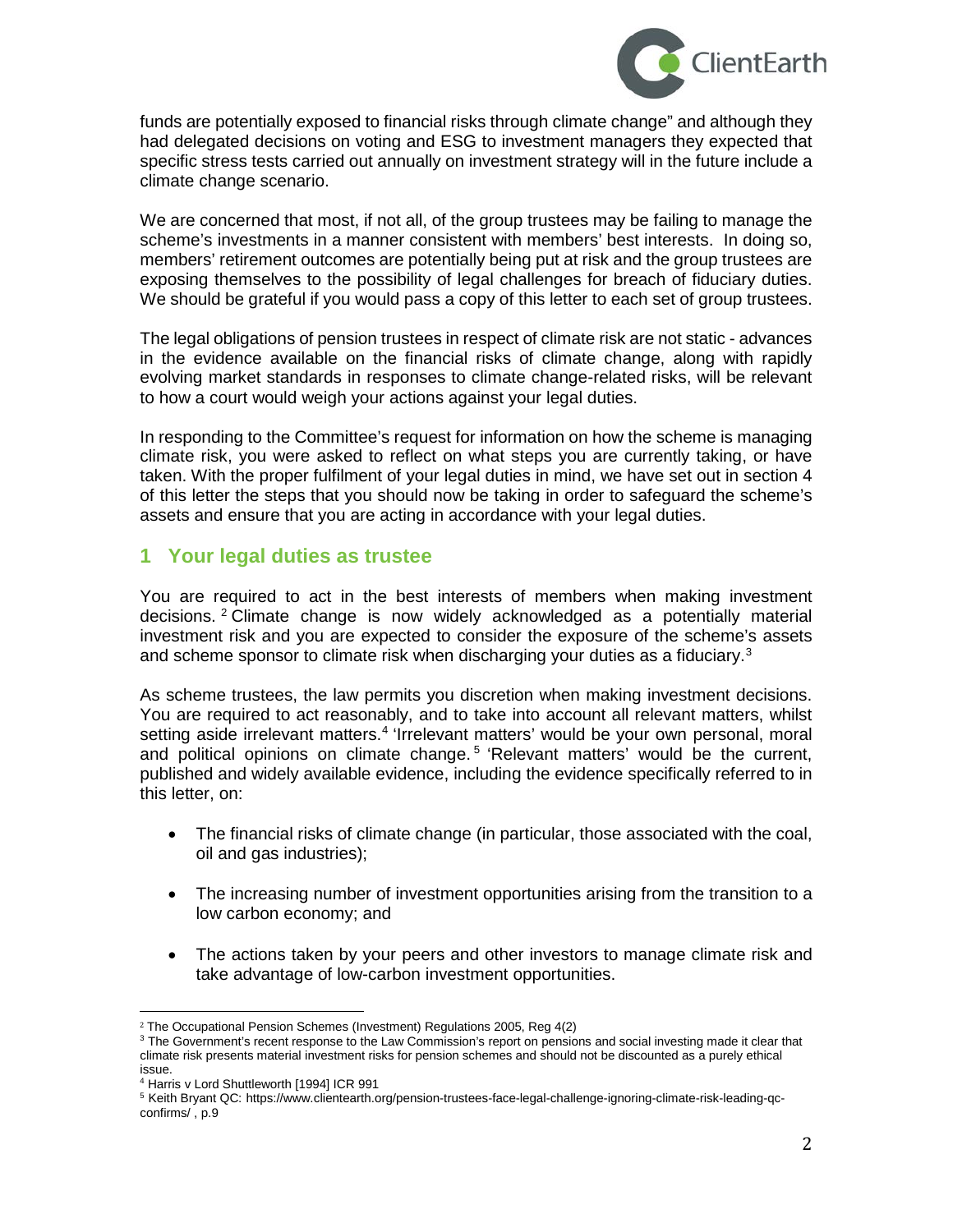funds are potentially exposed to financial risks through climate change" and although they had delegated decisions on voting and ESG to investment managers they expected that specific stress tests carried out annually on investment strategy will in the future include a climate change scenario.

We are concerned that most, if not all, of the group trustees may be failing to manage the scheme's investments in a manner consistent with members' best interests. In doing so, members' retirement outcomes are potentially being put at risk and the group trustees are exposing themselves to the possibility of legal challenges for breach of fiduciary duties. We should be grateful if you would pass a copy of this letter to each set of group trustees.

The legal obligations of pension trustees in respect of climate risk are not static - advances in the evidence available on the financial risks of climate change, along with rapidly evolving market standards in responses to climate change-related risks, will be relevant to how a court would weigh your actions against your legal duties.

In responding to the Committee's request for information on how the scheme is managing climate risk, you were asked to reflect on what steps you are currently taking, or have taken. With the proper fulfilment of your legal duties in mind, we have set out in section 4 of this letter the steps that you should now be taking in order to safeguard the scheme's assets and ensure that you are acting in accordance with your legal duties.

## 1 Your legal duties as trustee

You are required to act in the best interests of members when making investment decisions. [2] Climate change is now widely acknowledged as a potentially material investment risk and you are expected to consider the exposure of the scheme's assets and scheme sponsor to climate risk when discharging your duties as a fiduciary.[3]

As scheme trustees, the law permits you discretion when making investment decisions. You are required to act reasonably, and to take into account all relevant matters, whilst setting aside irrelevant matters.[4] 'Irrelevant matters' would be your own personal, moral and political opinions on climate change. [5] 'Relevant matters' would be the current, published and widely available evidence, including the evidence specifically referred to in this letter, on:

- The financial risks of climate change (in particular, those associated with the coal, oil and gas industries);
- The increasing number of investment opportunities arising from the transition to a low carbon economy; and
- The actions taken by your peers and other investors to manage climate risk and take advantage of low-carbon investment opportunities.

---

[2] The Occupational Pension Schemes (Investment) Regulations 2005, Reg 4(2)

[3] The Government's recent response to the Law Commission's report on pensions and social investing made it clear that climate risk presents material investment risks for pension schemes and should not be discounted as a purely ethical issue.

[4] Harris v Lord Shuttleworth [1994] ICR 991

[5] Keith Bryant QC: https://www.clientearth.org/pension-trustees-face-legal-challenge-ignoring-climate-risk-leading-qc-confirms/ , p.9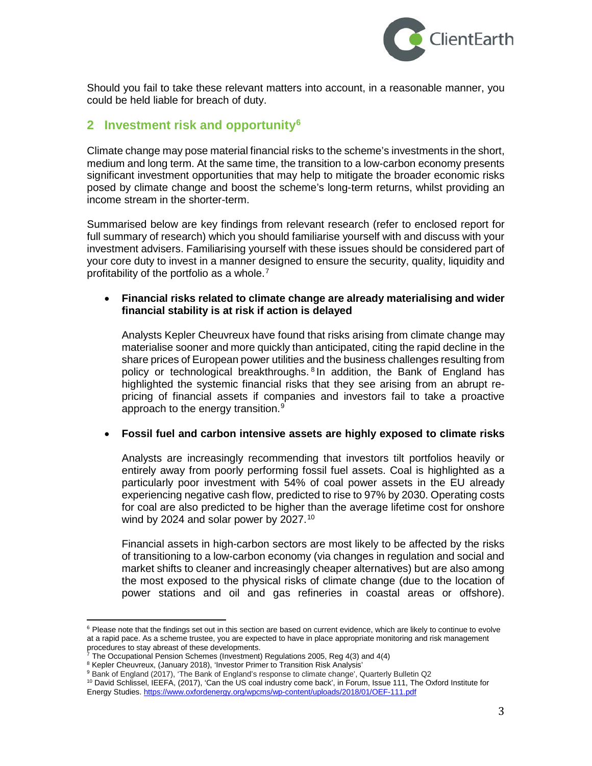Should you fail to take these relevant matters into account, in a reasonable manner, you could be held liable for breach of duty.

## 2 Investment risk and opportunity[6]

Climate change may pose material financial risks to the scheme's investments in the short, medium and long term. At the same time, the transition to a low-carbon economy presents significant investment opportunities that may help to mitigate the broader economic risks posed by climate change and boost the scheme's long-term returns, whilst providing an income stream in the shorter-term.

Summarised below are key findings from relevant research (refer to enclosed report for full summary of research) which you should familiarise yourself with and discuss with your investment advisers. Familiarising yourself with these issues should be considered part of your core duty to invest in a manner designed to ensure the security, quality, liquidity and profitability of the portfolio as a whole.[7]

- **Financial risks related to climate change are already materialising and wider financial stability is at risk if action is delayed**

  Analysts Kepler Cheuvreux have found that risks arising from climate change may materialise sooner and more quickly than anticipated, citing the rapid decline in the share prices of European power utilities and the business challenges resulting from policy or technological breakthroughs.[8] In addition, the Bank of England has highlighted the systemic financial risks that they see arising from an abrupt re-pricing of financial assets if companies and investors fail to take a proactive approach to the energy transition.[9]

- **Fossil fuel and carbon intensive assets are highly exposed to climate risks**

  Analysts are increasingly recommending that investors tilt portfolios heavily or entirely away from poorly performing fossil fuel assets. Coal is highlighted as a particularly poor investment with 54% of coal power assets in the EU already experiencing negative cash flow, predicted to rise to 97% by 2030. Operating costs for coal are also predicted to be higher than the average lifetime cost for onshore wind by 2024 and solar power by 2027.[10]

  Financial assets in high-carbon sectors are most likely to be affected by the risks of transitioning to a low-carbon economy (via changes in regulation and social and market shifts to cleaner and increasingly cheaper alternatives) but are also among the most exposed to the physical risks of climate change (due to the location of power stations and oil and gas refineries in coastal areas or offshore).

---

[6] Please note that the findings set out in this section are based on current evidence, which are likely to continue to evolve at a rapid pace. As a scheme trustee, you are expected to have in place appropriate monitoring and risk management procedures to stay abreast of these developments.

[7] The Occupational Pension Schemes (Investment) Regulations 2005, Reg 4(3) and 4(4)

[8] Kepler Cheuvreux, (January 2018), 'Investor Primer to Transition Risk Analysis'

[9] Bank of England (2017), 'The Bank of England's response to climate change', Quarterly Bulletin Q2

[10] David Schlissel, IEEFA, (2017), 'Can the US coal industry come back', in Forum, Issue 111, The Oxford Institute for Energy Studies. https://www.oxfordenergy.org/wpcms/wp-content/uploads/2018/01/OEF-111.pdf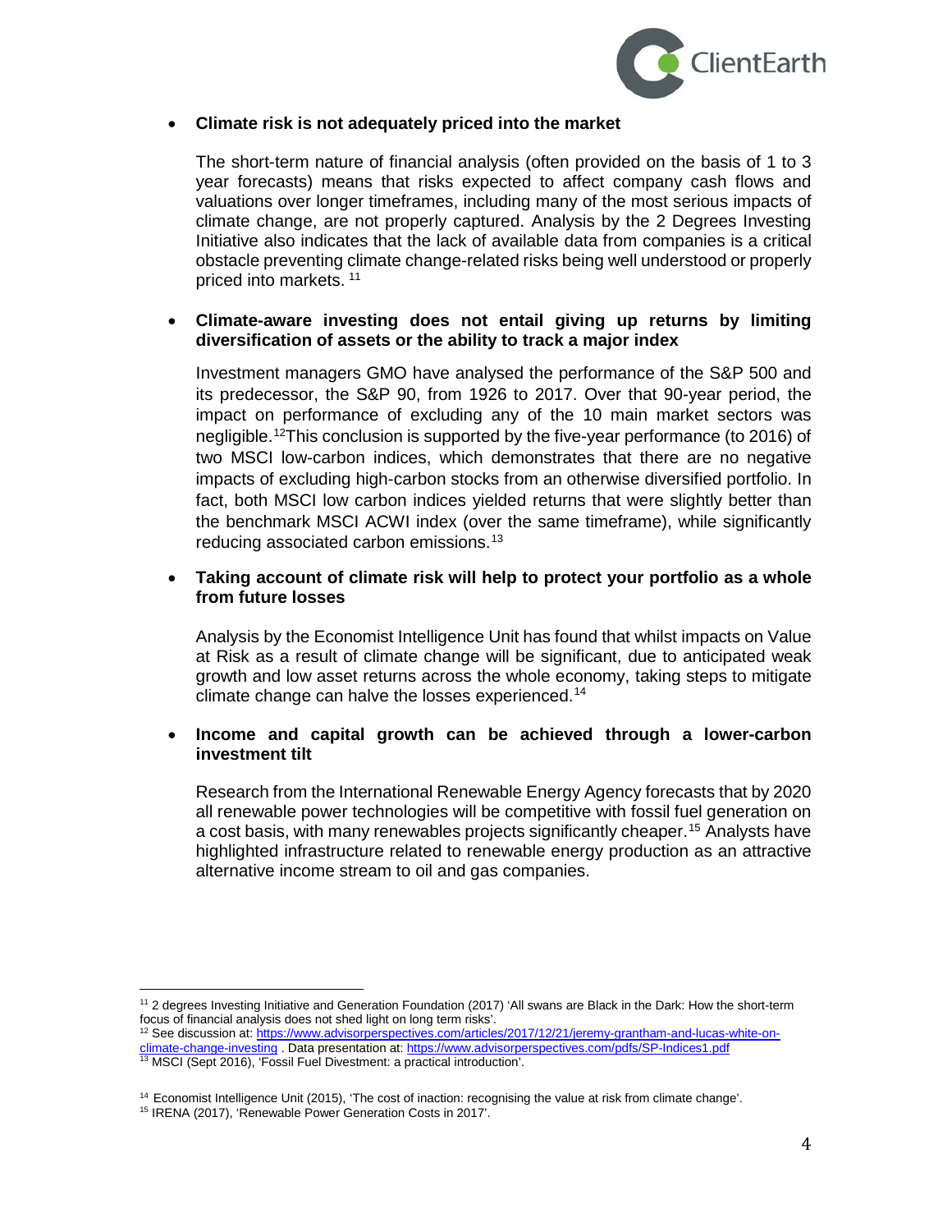- **Climate risk is not adequately priced into the market**

  The short-term nature of financial analysis (often provided on the basis of 1 to 3 year forecasts) means that risks expected to affect company cash flows and valuations over longer timeframes, including many of the most serious impacts of climate change, are not properly captured. Analysis by the 2 Degrees Investing Initiative also indicates that the lack of available data from companies is a critical obstacle preventing climate change-related risks being well understood or properly priced into markets. [11]

- **Climate-aware investing does not entail giving up returns by limiting diversification of assets or the ability to track a major index**

  Investment managers GMO have analysed the performance of the S&P 500 and its predecessor, the S&P 90, from 1926 to 2017. Over that 90-year period, the impact on performance of excluding any of the 10 main market sectors was negligible.[12]This conclusion is supported by the five-year performance (to 2016) of two MSCI low-carbon indices, which demonstrates that there are no negative impacts of excluding high-carbon stocks from an otherwise diversified portfolio. In fact, both MSCI low carbon indices yielded returns that were slightly better than the benchmark MSCI ACWI index (over the same timeframe), while significantly reducing associated carbon emissions.[13]

- **Taking account of climate risk will help to protect your portfolio as a whole from future losses**

  Analysis by the Economist Intelligence Unit has found that whilst impacts on Value at Risk as a result of climate change will be significant, due to anticipated weak growth and low asset returns across the whole economy, taking steps to mitigate climate change can halve the losses experienced.[14]

- **Income and capital growth can be achieved through a lower-carbon investment tilt**

  Research from the International Renewable Energy Agency forecasts that by 2020 all renewable power technologies will be competitive with fossil fuel generation on a cost basis, with many renewables projects significantly cheaper.[15] Analysts have highlighted infrastructure related to renewable energy production as an attractive alternative income stream to oil and gas companies.

---

[11] 2 degrees Investing Initiative and Generation Foundation (2017) 'All swans are Black in the Dark: How the short-term focus of financial analysis does not shed light on long term risks'.

[12] See discussion at: https://www.advisorperspectives.com/articles/2017/12/21/jeremy-grantham-and-lucas-white-on-climate-change-investing . Data presentation at: https://www.advisorperspectives.com/pdfs/SP-Indices1.pdf

[13] MSCI (Sept 2016), 'Fossil Fuel Divestment: a practical introduction'.

[14] Economist Intelligence Unit (2015), 'The cost of inaction: recognising the value at risk from climate change'.

[15] IRENA (2017), 'Renewable Power Generation Costs in 2017'.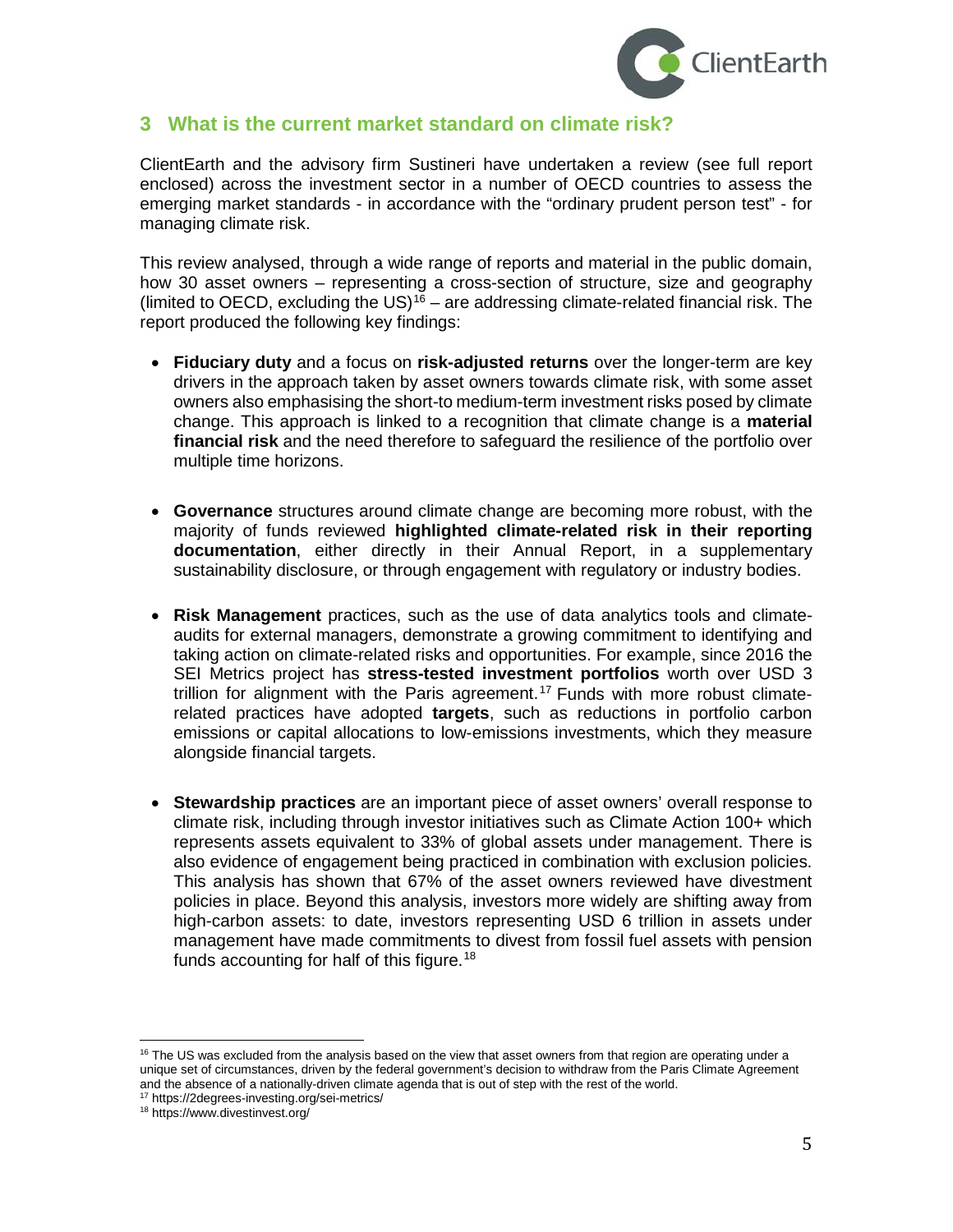## 3 What is the current market standard on climate risk?

ClientEarth and the advisory firm Sustineri have undertaken a review (see full report enclosed) across the investment sector in a number of OECD countries to assess the emerging market standards - in accordance with the "ordinary prudent person test" - for managing climate risk.

This review analysed, through a wide range of reports and material in the public domain, how 30 asset owners – representing a cross-section of structure, size and geography (limited to OECD, excluding the US)[16] – are addressing climate-related financial risk. The report produced the following key findings:

- **Fiduciary duty** and a focus on **risk-adjusted returns** over the longer-term are key drivers in the approach taken by asset owners towards climate risk, with some asset owners also emphasising the short-to medium-term investment risks posed by climate change. This approach is linked to a recognition that climate change is a **material financial risk** and the need therefore to safeguard the resilience of the portfolio over multiple time horizons.

- **Governance** structures around climate change are becoming more robust, with the majority of funds reviewed **highlighted climate-related risk in their reporting documentation**, either directly in their Annual Report, in a supplementary sustainability disclosure, or through engagement with regulatory or industry bodies.

- **Risk Management** practices, such as the use of data analytics tools and climate-audits for external managers, demonstrate a growing commitment to identifying and taking action on climate-related risks and opportunities. For example, since 2016 the SEI Metrics project has **stress-tested investment portfolios** worth over USD 3 trillion for alignment with the Paris agreement.[17] Funds with more robust climate-related practices have adopted **targets**, such as reductions in portfolio carbon emissions or capital allocations to low-emissions investments, which they measure alongside financial targets.

- **Stewardship practices** are an important piece of asset owners' overall response to climate risk, including through investor initiatives such as Climate Action 100+ which represents assets equivalent to 33% of global assets under management. There is also evidence of engagement being practiced in combination with exclusion policies. This analysis has shown that 67% of the asset owners reviewed have divestment policies in place. Beyond this analysis, investors more widely are shifting away from high-carbon assets: to date, investors representing USD 6 trillion in assets under management have made commitments to divest from fossil fuel assets with pension funds accounting for half of this figure.[18]

[16] The US was excluded from the analysis based on the view that asset owners from that region are operating under a unique set of circumstances, driven by the federal government's decision to withdraw from the Paris Climate Agreement and the absence of a nationally-driven climate agenda that is out of step with the rest of the world.

[17] https://2degrees-investing.org/sei-metrics/

[18] https://www.divestinvest.org/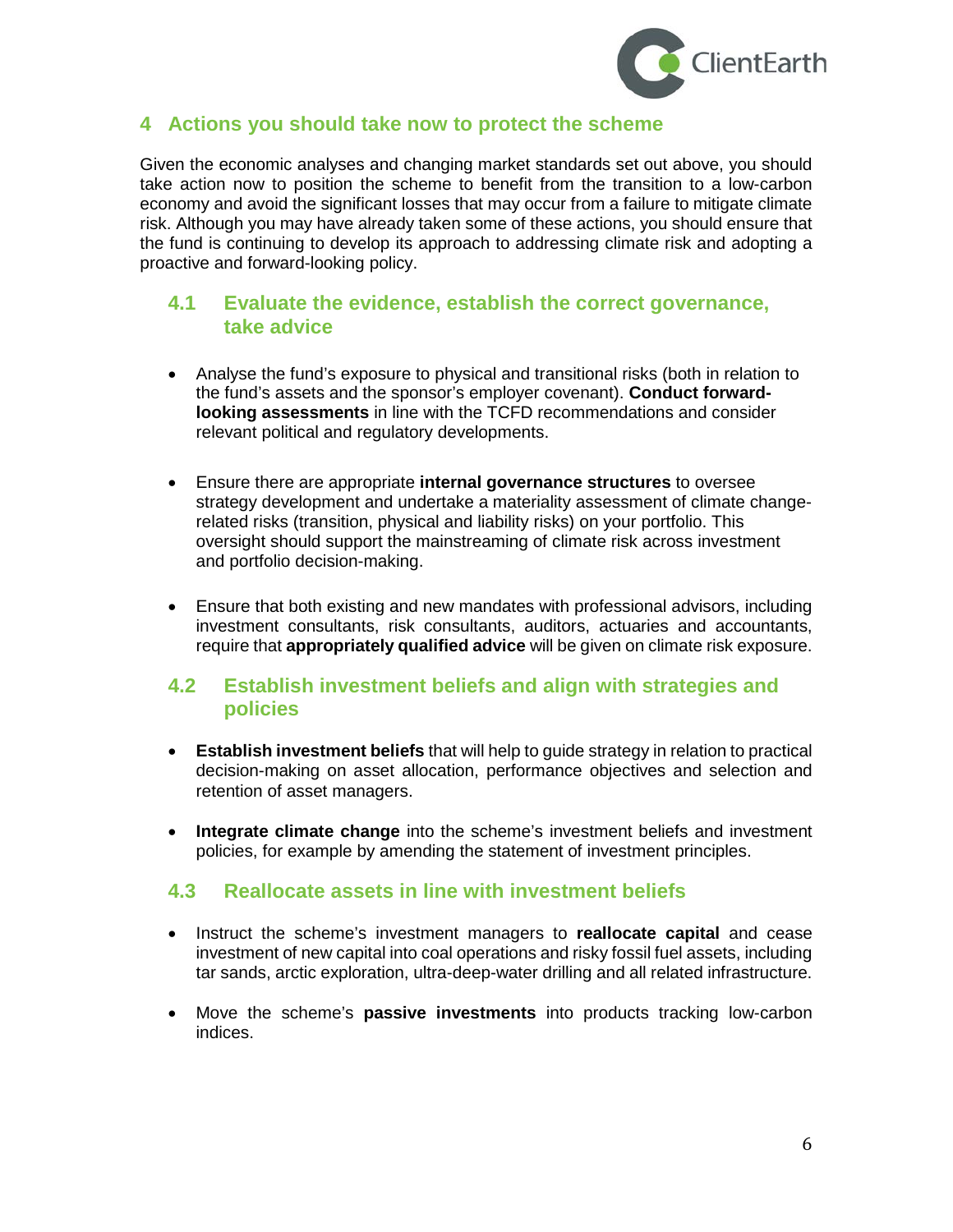## 4 Actions you should take now to protect the scheme

Given the economic analyses and changing market standards set out above, you should take action now to position the scheme to benefit from the transition to a low-carbon economy and avoid the significant losses that may occur from a failure to mitigate climate risk. Although you may have already taken some of these actions, you should ensure that the fund is continuing to develop its approach to addressing climate risk and adopting a proactive and forward-looking policy.

### 4.1 Evaluate the evidence, establish the correct governance, take advice

- Analyse the fund's exposure to physical and transitional risks (both in relation to the fund's assets and the sponsor's employer covenant). **Conduct forward-looking assessments** in line with the TCFD recommendations and consider relevant political and regulatory developments.

- Ensure there are appropriate **internal governance structures** to oversee strategy development and undertake a materiality assessment of climate change-related risks (transition, physical and liability risks) on your portfolio. This oversight should support the mainstreaming of climate risk across investment and portfolio decision-making.

- Ensure that both existing and new mandates with professional advisors, including investment consultants, risk consultants, auditors, actuaries and accountants, require that **appropriately qualified advice** will be given on climate risk exposure.

### 4.2 Establish investment beliefs and align with strategies and policies

- **Establish investment beliefs** that will help to guide strategy in relation to practical decision-making on asset allocation, performance objectives and selection and retention of asset managers.

- **Integrate climate change** into the scheme's investment beliefs and investment policies, for example by amending the statement of investment principles.

### 4.3 Reallocate assets in line with investment beliefs

- Instruct the scheme's investment managers to **reallocate capital** and cease investment of new capital into coal operations and risky fossil fuel assets, including tar sands, arctic exploration, ultra-deep-water drilling and all related infrastructure.

- Move the scheme's **passive investments** into products tracking low-carbon indices.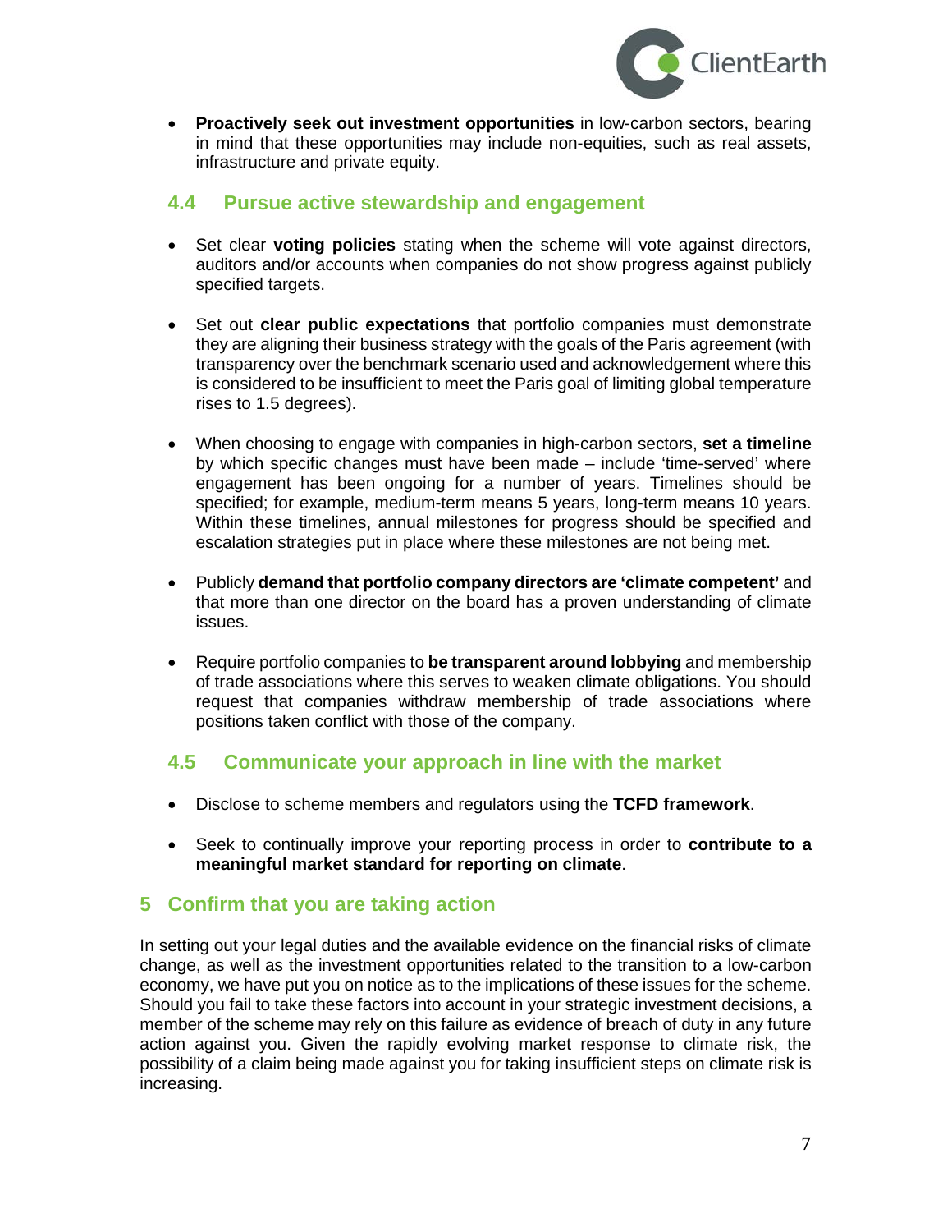- **Proactively seek out investment opportunities** in low-carbon sectors, bearing in mind that these opportunities may include non-equities, such as real assets, infrastructure and private equity.

### 4.4 Pursue active stewardship and engagement

- Set clear **voting policies** stating when the scheme will vote against directors, auditors and/or accounts when companies do not show progress against publicly specified targets.

- Set out **clear public expectations** that portfolio companies must demonstrate they are aligning their business strategy with the goals of the Paris agreement (with transparency over the benchmark scenario used and acknowledgement where this is considered to be insufficient to meet the Paris goal of limiting global temperature rises to 1.5 degrees).

- When choosing to engage with companies in high-carbon sectors, **set a timeline** by which specific changes must have been made – include 'time-served' where engagement has been ongoing for a number of years. Timelines should be specified; for example, medium-term means 5 years, long-term means 10 years. Within these timelines, annual milestones for progress should be specified and escalation strategies put in place where these milestones are not being met.

- Publicly **demand that portfolio company directors are 'climate competent'** and that more than one director on the board has a proven understanding of climate issues.

- Require portfolio companies to **be transparent around lobbying** and membership of trade associations where this serves to weaken climate obligations. You should request that companies withdraw membership of trade associations where positions taken conflict with those of the company.

### 4.5 Communicate your approach in line with the market

- Disclose to scheme members and regulators using the **TCFD framework**.

- Seek to continually improve your reporting process in order to **contribute to a meaningful market standard for reporting on climate**.

## 5 Confirm that you are taking action

In setting out your legal duties and the available evidence on the financial risks of climate change, as well as the investment opportunities related to the transition to a low-carbon economy, we have put you on notice as to the implications of these issues for the scheme. Should you fail to take these factors into account in your strategic investment decisions, a member of the scheme may rely on this failure as evidence of breach of duty in any future action against you. Given the rapidly evolving market response to climate risk, the possibility of a claim being made against you for taking insufficient steps on climate risk is increasing.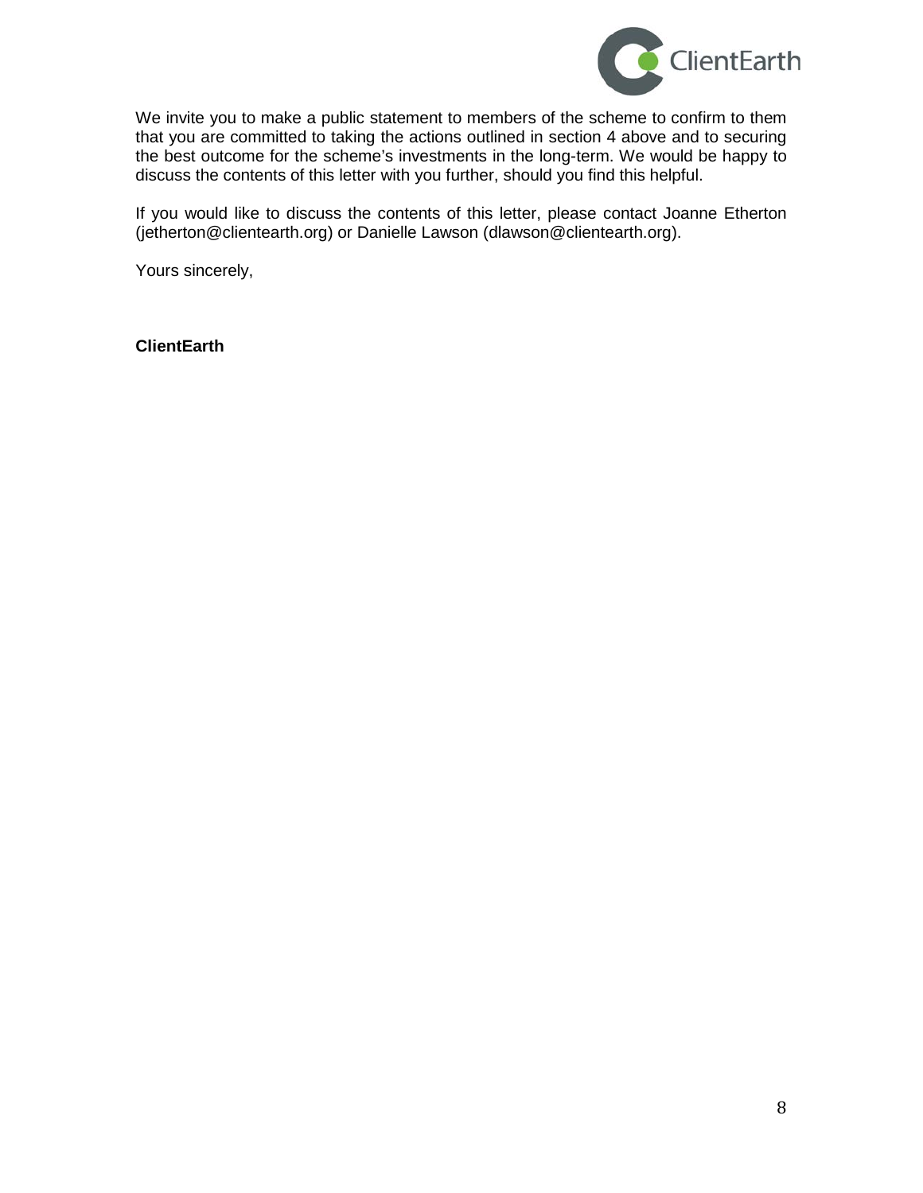We invite you to make a public statement to members of the scheme to confirm to them that you are committed to taking the actions outlined in section 4 above and to securing the best outcome for the scheme's investments in the long-term. We would be happy to discuss the contents of this letter with you further, should you find this helpful.

If you would like to discuss the contents of this letter, please contact Joanne Etherton (jetherton@clientearth.org) or Danielle Lawson (dlawson@clientearth.org).

Yours sincerely,

**ClientEarth**